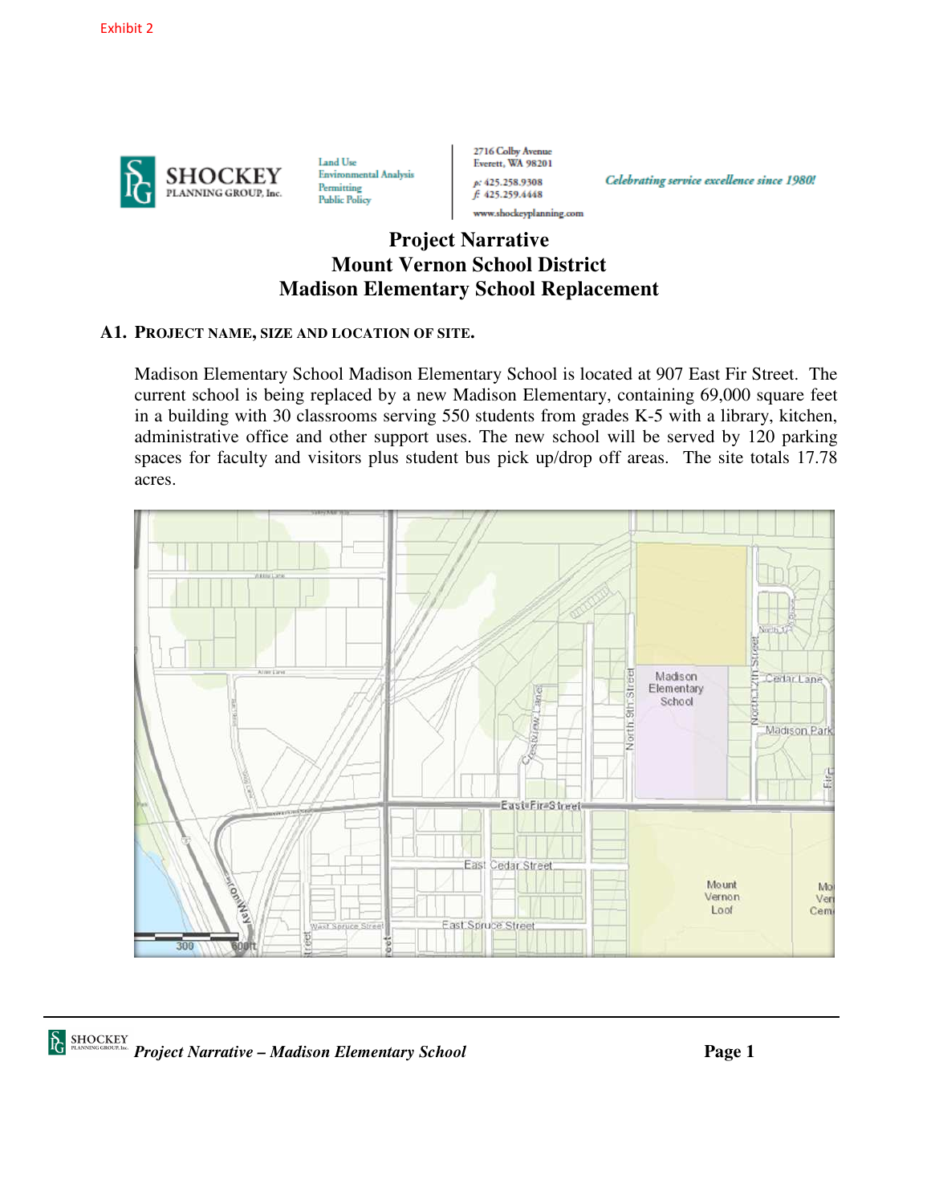Exhibit 2

**SHOCKEY PLANNING GROUP, Inc.**

Land Use
Environmental Analysis
Permitting
Public Policy

2716 Colby Avenue
Everett, WA 98201
p: 425.258.9308
f: 425.259.4448
www.shockeyplanning.com

*Celebrating service excellence since 1980!*

# Project Narrative
# Mount Vernon School District
# Madison Elementary School Replacement

## A1. Project name, size and location of site.

Madison Elementary School Madison Elementary School is located at 907 East Fir Street. The current school is being replaced by a new Madison Elementary, containing 69,000 square feet in a building with 30 classrooms serving 550 students from grades K-5 with a library, kitchen, administrative office and other support uses. The new school will be served by 120 parking spaces for faculty and visitors plus student bus pick up/drop off areas. The site totals 17.78 acres.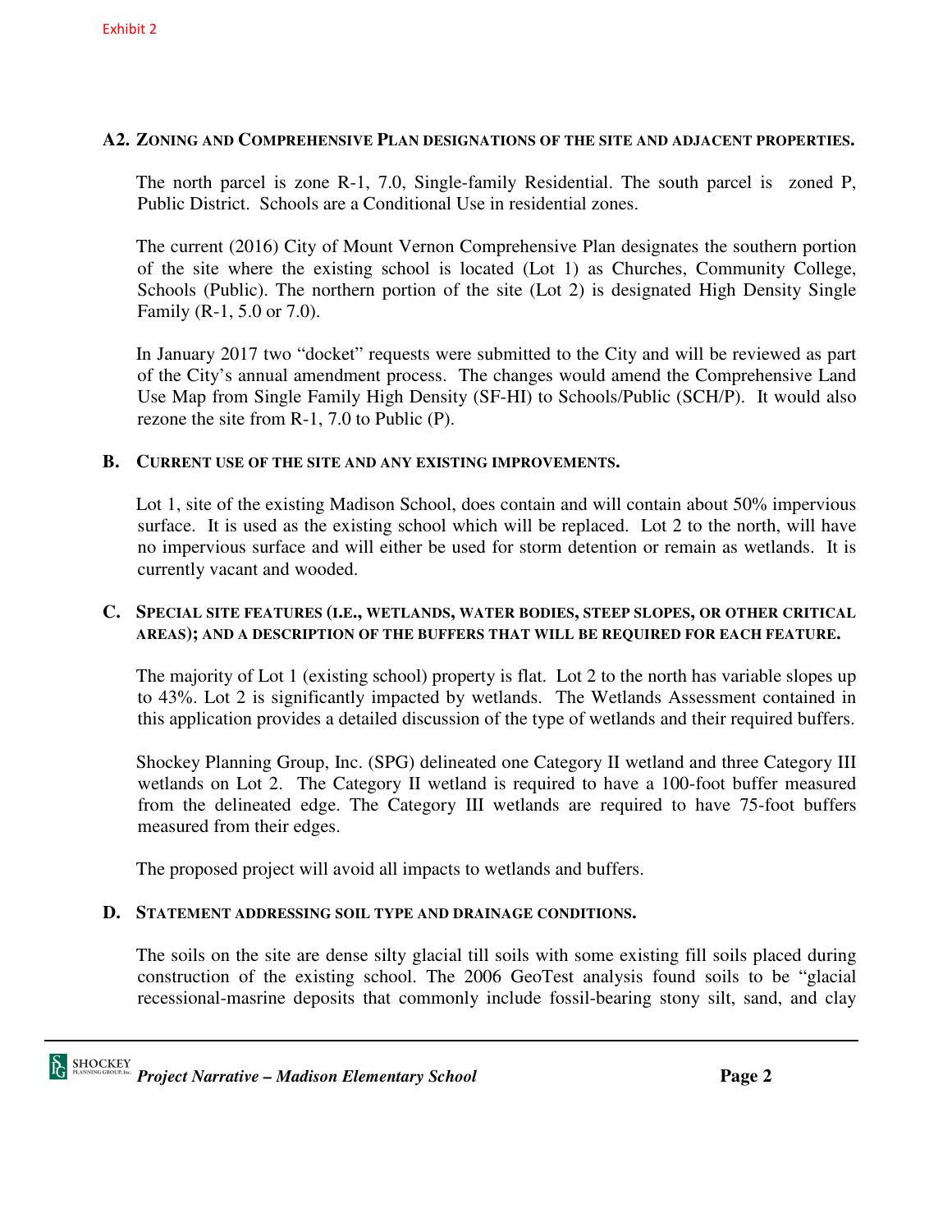Exhibit 2

### A2. Zoning and Comprehensive Plan designations of the site and adjacent properties.

The north parcel is zone R-1, 7.0, Single-family Residential. The south parcel is zoned P, Public District. Schools are a Conditional Use in residential zones.

The current (2016) City of Mount Vernon Comprehensive Plan designates the southern portion of the site where the existing school is located (Lot 1) as Churches, Community College, Schools (Public). The northern portion of the site (Lot 2) is designated High Density Single Family (R-1, 5.0 or 7.0).

In January 2017 two "docket" requests were submitted to the City and will be reviewed as part of the City's annual amendment process. The changes would amend the Comprehensive Land Use Map from Single Family High Density (SF-HI) to Schools/Public (SCH/P). It would also rezone the site from R-1, 7.0 to Public (P).

### B. Current use of the site and any existing improvements.

Lot 1, site of the existing Madison School, does contain and will contain about 50% impervious surface. It is used as the existing school which will be replaced. Lot 2 to the north, will have no impervious surface and will either be used for storm detention or remain as wetlands. It is currently vacant and wooded.

### C. Special site features (i.e., wetlands, water bodies, steep slopes, or other critical areas); and a description of the buffers that will be required for each feature.

The majority of Lot 1 (existing school) property is flat. Lot 2 to the north has variable slopes up to 43%. Lot 2 is significantly impacted by wetlands. The Wetlands Assessment contained in this application provides a detailed discussion of the type of wetlands and their required buffers.

Shockey Planning Group, Inc. (SPG) delineated one Category II wetland and three Category III wetlands on Lot 2. The Category II wetland is required to have a 100-foot buffer measured from the delineated edge. The Category III wetlands are required to have 75-foot buffers measured from their edges.

The proposed project will avoid all impacts to wetlands and buffers.

### D. Statement addressing soil type and drainage conditions.

The soils on the site are dense silty glacial till soils with some existing fill soils placed during construction of the existing school. The 2006 GeoTest analysis found soils to be "glacial recessional-masrine deposits that commonly include fossil-bearing stony silt, sand, and clay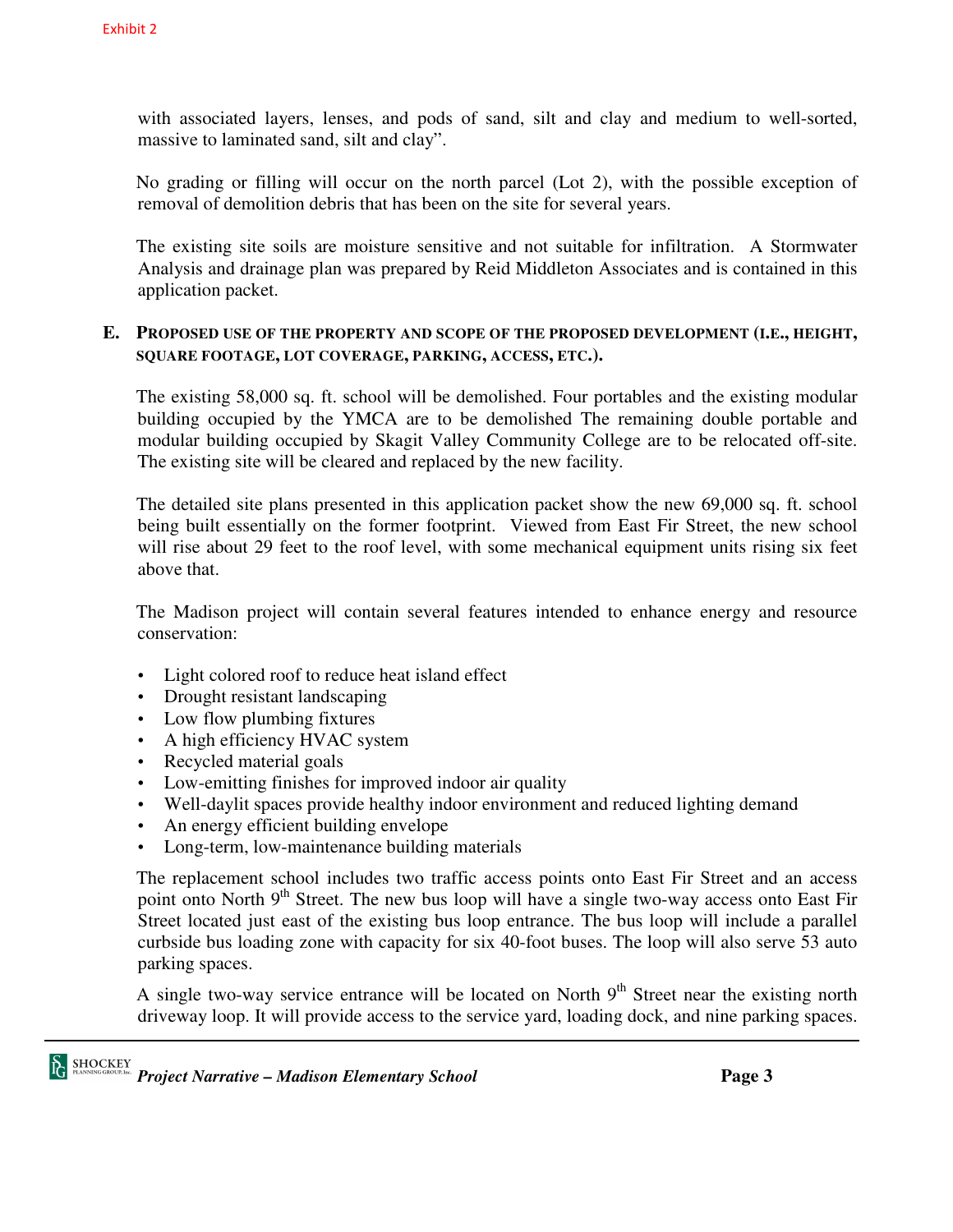Exhibit 2

with associated layers, lenses, and pods of sand, silt and clay and medium to well-sorted, massive to laminated sand, silt and clay".

No grading or filling will occur on the north parcel (Lot 2), with the possible exception of removal of demolition debris that has been on the site for several years.

The existing site soils are moisture sensitive and not suitable for infiltration. A Stormwater Analysis and drainage plan was prepared by Reid Middleton Associates and is contained in this application packet.

**E. PROPOSED USE OF THE PROPERTY AND SCOPE OF THE PROPOSED DEVELOPMENT (I.E., HEIGHT, SQUARE FOOTAGE, LOT COVERAGE, PARKING, ACCESS, ETC.).**

The existing 58,000 sq. ft. school will be demolished. Four portables and the existing modular building occupied by the YMCA are to be demolished The remaining double portable and modular building occupied by Skagit Valley Community College are to be relocated off-site. The existing site will be cleared and replaced by the new facility.

The detailed site plans presented in this application packet show the new 69,000 sq. ft. school being built essentially on the former footprint. Viewed from East Fir Street, the new school will rise about 29 feet to the roof level, with some mechanical equipment units rising six feet above that.

The Madison project will contain several features intended to enhance energy and resource conservation:

- Light colored roof to reduce heat island effect
- Drought resistant landscaping
- Low flow plumbing fixtures
- A high efficiency HVAC system
- Recycled material goals
- Low-emitting finishes for improved indoor air quality
- Well-daylit spaces provide healthy indoor environment and reduced lighting demand
- An energy efficient building envelope
- Long-term, low-maintenance building materials

The replacement school includes two traffic access points onto East Fir Street and an access point onto North 9th Street. The new bus loop will have a single two-way access onto East Fir Street located just east of the existing bus loop entrance. The bus loop will include a parallel curbside bus loading zone with capacity for six 40-foot buses. The loop will also serve 53 auto parking spaces.

A single two-way service entrance will be located on North 9th Street near the existing north driveway loop. It will provide access to the service yard, loading dock, and nine parking spaces.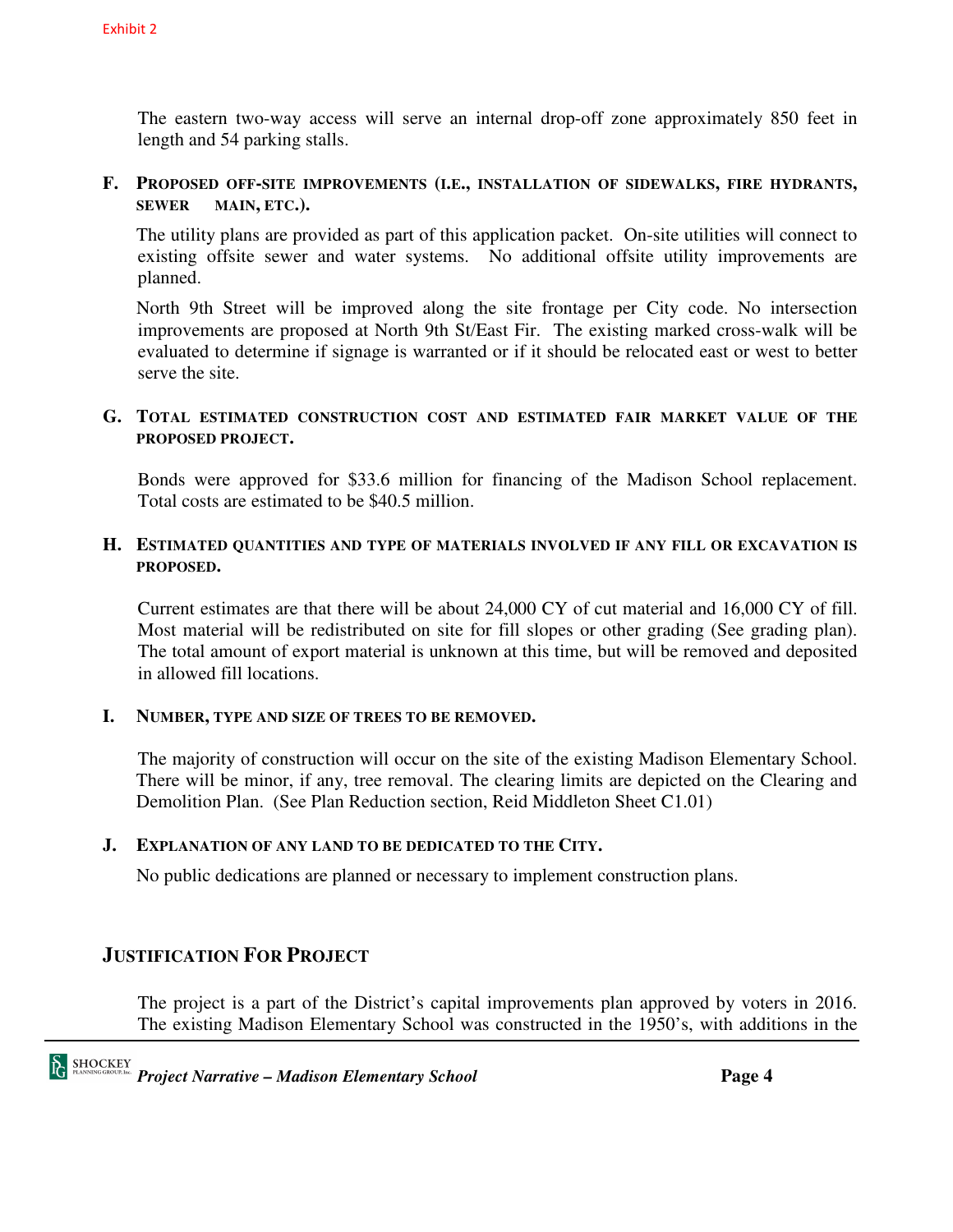The eastern two-way access will serve an internal drop-off zone approximately 850 feet in length and 54 parking stalls.

**F. PROPOSED OFF-SITE IMPROVEMENTS (I.E., INSTALLATION OF SIDEWALKS, FIRE HYDRANTS, SEWER MAIN, ETC.).**

The utility plans are provided as part of this application packet. On-site utilities will connect to existing offsite sewer and water systems. No additional offsite utility improvements are planned.

North 9th Street will be improved along the site frontage per City code. No intersection improvements are proposed at North 9th St/East Fir. The existing marked cross-walk will be evaluated to determine if signage is warranted or if it should be relocated east or west to better serve the site.

**G. TOTAL ESTIMATED CONSTRUCTION COST AND ESTIMATED FAIR MARKET VALUE OF THE PROPOSED PROJECT.**

Bonds were approved for $33.6 million for financing of the Madison School replacement. Total costs are estimated to be $40.5 million.

**H. ESTIMATED QUANTITIES AND TYPE OF MATERIALS INVOLVED IF ANY FILL OR EXCAVATION IS PROPOSED.**

Current estimates are that there will be about 24,000 CY of cut material and 16,000 CY of fill. Most material will be redistributed on site for fill slopes or other grading (See grading plan). The total amount of export material is unknown at this time, but will be removed and deposited in allowed fill locations.

**I. NUMBER, TYPE AND SIZE OF TREES TO BE REMOVED.**

The majority of construction will occur on the site of the existing Madison Elementary School. There will be minor, if any, tree removal. The clearing limits are depicted on the Clearing and Demolition Plan. (See Plan Reduction section, Reid Middleton Sheet C1.01)

**J. EXPLANATION OF ANY LAND TO BE DEDICATED TO THE CITY.**

No public dedications are planned or necessary to implement construction plans.

## JUSTIFICATION FOR PROJECT

The project is a part of the District's capital improvements plan approved by voters in 2016. The existing Madison Elementary School was constructed in the 1950's, with additions in the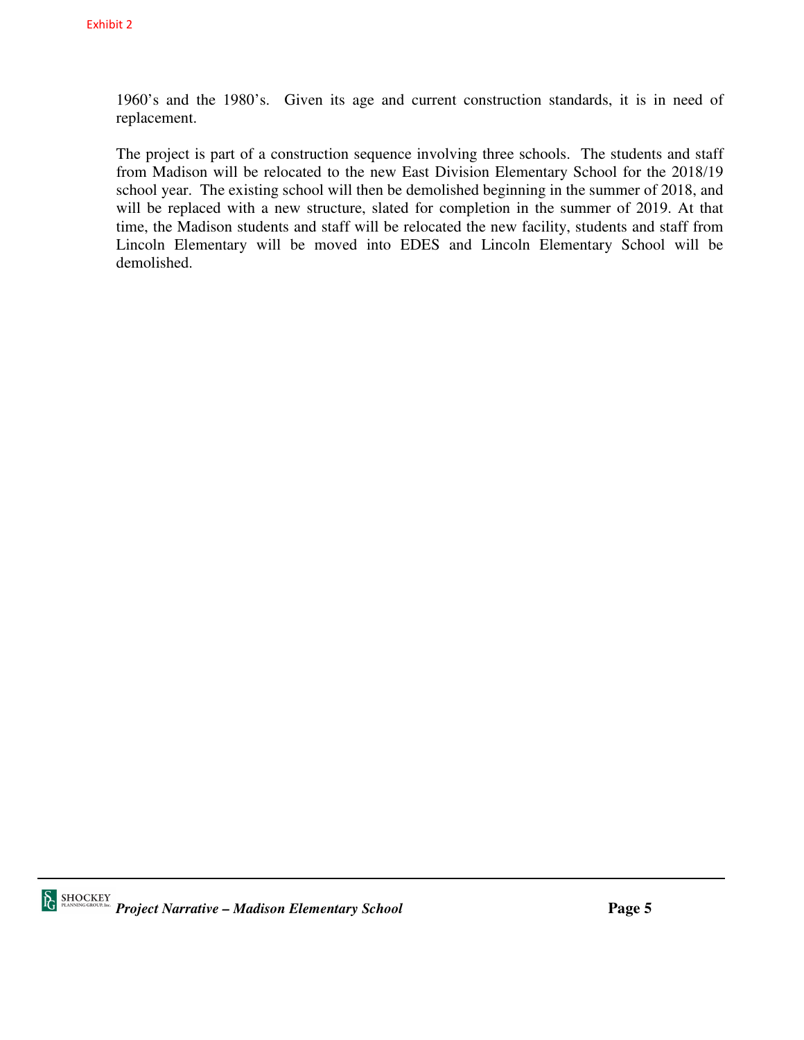1960's and the 1980's. Given its age and current construction standards, it is in need of replacement.

The project is part of a construction sequence involving three schools. The students and staff from Madison will be relocated to the new East Division Elementary School for the 2018/19 school year. The existing school will then be demolished beginning in the summer of 2018, and will be replaced with a new structure, slated for completion in the summer of 2019. At that time, the Madison students and staff will be relocated the new facility, students and staff from Lincoln Elementary will be moved into EDES and Lincoln Elementary School will be demolished.